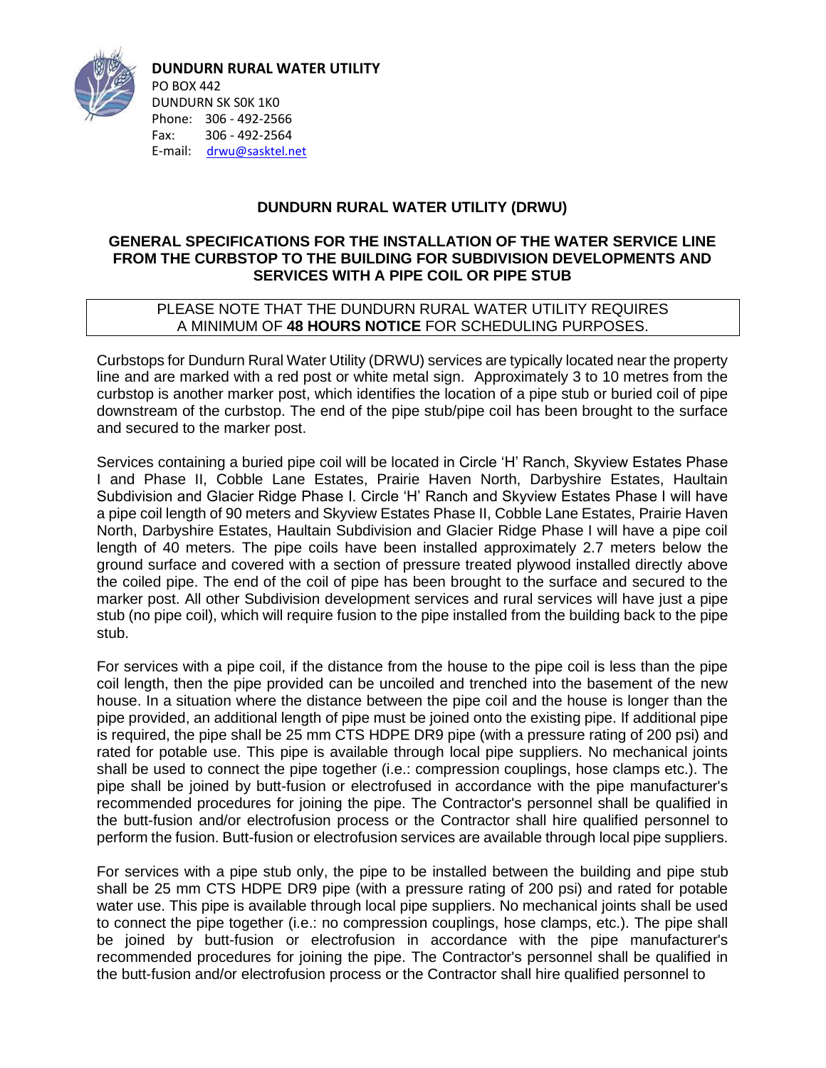**DUNDURN RURAL WATER UTILITY**
PO BOX 442
DUNDURN SK S0K 1K0
Phone: 306 - 492-2566
Fax: 306 - 492-2564
E-mail: drwu@sasktel.net

## DUNDURN RURAL WATER UTILITY (DRWU)

### GENERAL SPECIFICATIONS FOR THE INSTALLATION OF THE WATER SERVICE LINE FROM THE CURBSTOP TO THE BUILDING FOR SUBDIVISION DEVELOPMENTS AND SERVICES WITH A PIPE COIL OR PIPE STUB

PLEASE NOTE THAT THE DUNDURN RURAL WATER UTILITY REQUIRES A MINIMUM OF **48 HOURS NOTICE** FOR SCHEDULING PURPOSES.

Curbstops for Dundurn Rural Water Utility (DRWU) services are typically located near the property line and are marked with a red post or white metal sign. Approximately 3 to 10 metres from the curbstop is another marker post, which identifies the location of a pipe stub or buried coil of pipe downstream of the curbstop. The end of the pipe stub/pipe coil has been brought to the surface and secured to the marker post.

Services containing a buried pipe coil will be located in Circle 'H' Ranch, Skyview Estates Phase I and Phase II, Cobble Lane Estates, Prairie Haven North, Darbyshire Estates, Haultain Subdivision and Glacier Ridge Phase I. Circle 'H' Ranch and Skyview Estates Phase I will have a pipe coil length of 90 meters and Skyview Estates Phase II, Cobble Lane Estates, Prairie Haven North, Darbyshire Estates, Haultain Subdivision and Glacier Ridge Phase I will have a pipe coil length of 40 meters. The pipe coils have been installed approximately 2.7 meters below the ground surface and covered with a section of pressure treated plywood installed directly above the coiled pipe. The end of the coil of pipe has been brought to the surface and secured to the marker post. All other Subdivision development services and rural services will have just a pipe stub (no pipe coil), which will require fusion to the pipe installed from the building back to the pipe stub.

For services with a pipe coil, if the distance from the house to the pipe coil is less than the pipe coil length, then the pipe provided can be uncoiled and trenched into the basement of the new house. In a situation where the distance between the pipe coil and the house is longer than the pipe provided, an additional length of pipe must be joined onto the existing pipe. If additional pipe is required, the pipe shall be 25 mm CTS HDPE DR9 pipe (with a pressure rating of 200 psi) and rated for potable use. This pipe is available through local pipe suppliers. No mechanical joints shall be used to connect the pipe together (i.e.: compression couplings, hose clamps etc.). The pipe shall be joined by butt-fusion or electrofused in accordance with the pipe manufacturer's recommended procedures for joining the pipe. The Contractor's personnel shall be qualified in the butt-fusion and/or electrofusion process or the Contractor shall hire qualified personnel to perform the fusion. Butt-fusion or electrofusion services are available through local pipe suppliers.

For services with a pipe stub only, the pipe to be installed between the building and pipe stub shall be 25 mm CTS HDPE DR9 pipe (with a pressure rating of 200 psi) and rated for potable water use. This pipe is available through local pipe suppliers. No mechanical joints shall be used to connect the pipe together (i.e.: no compression couplings, hose clamps, etc.). The pipe shall be joined by butt-fusion or electrofusion in accordance with the pipe manufacturer's recommended procedures for joining the pipe. The Contractor's personnel shall be qualified in the butt-fusion and/or electrofusion process or the Contractor shall hire qualified personnel to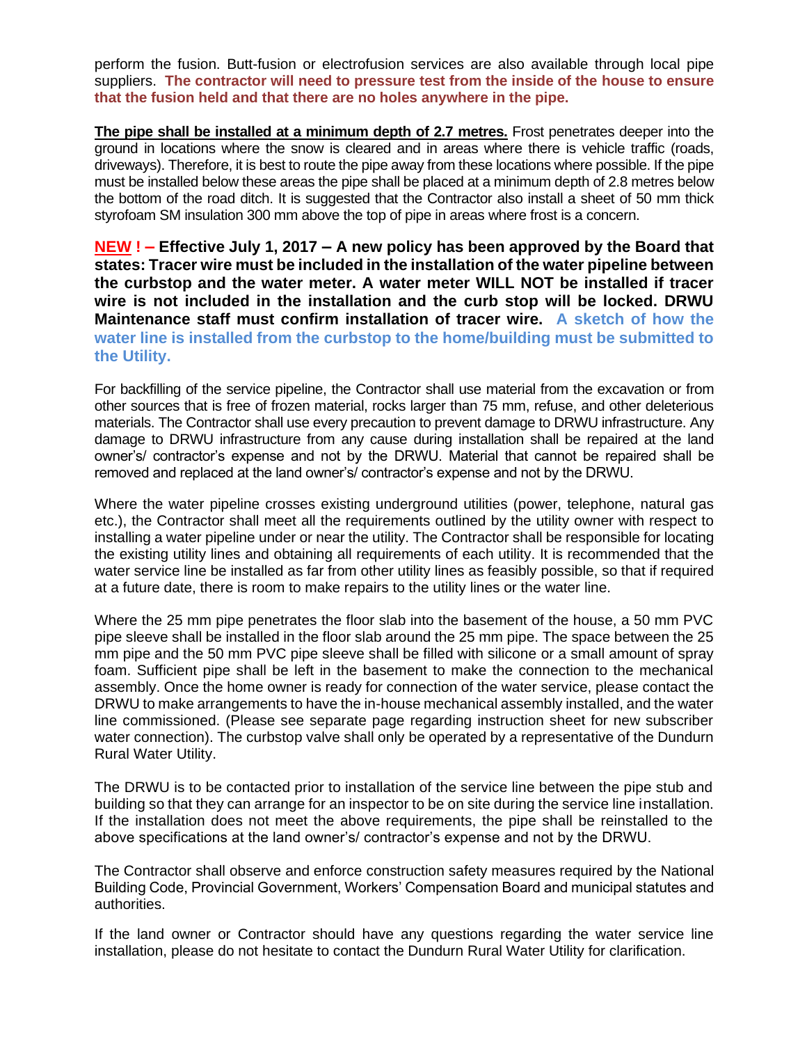perform the fusion. Butt-fusion or electrofusion services are also available through local pipe suppliers. **The contractor will need to pressure test from the inside of the house to ensure that the fusion held and that there are no holes anywhere in the pipe.**

**The pipe shall be installed at a minimum depth of 2.7 metres.** Frost penetrates deeper into the ground in locations where the snow is cleared and in areas where there is vehicle traffic (roads, driveways). Therefore, it is best to route the pipe away from these locations where possible. If the pipe must be installed below these areas the pipe shall be placed at a minimum depth of 2.8 metres below the bottom of the road ditch. It is suggested that the Contractor also install a sheet of 50 mm thick styrofoam SM insulation 300 mm above the top of pipe in areas where frost is a concern.

**NEW ! – Effective July 1, 2017 – A new policy has been approved by the Board that states: Tracer wire must be included in the installation of the water pipeline between the curbstop and the water meter. A water meter WILL NOT be installed if tracer wire is not included in the installation and the curb stop will be locked. DRWU Maintenance staff must confirm installation of tracer wire. A sketch of how the water line is installed from the curbstop to the home/building must be submitted to the Utility.**

For backfilling of the service pipeline, the Contractor shall use material from the excavation or from other sources that is free of frozen material, rocks larger than 75 mm, refuse, and other deleterious materials. The Contractor shall use every precaution to prevent damage to DRWU infrastructure. Any damage to DRWU infrastructure from any cause during installation shall be repaired at the land owner's/ contractor's expense and not by the DRWU. Material that cannot be repaired shall be removed and replaced at the land owner's/ contractor's expense and not by the DRWU.

Where the water pipeline crosses existing underground utilities (power, telephone, natural gas etc.), the Contractor shall meet all the requirements outlined by the utility owner with respect to installing a water pipeline under or near the utility. The Contractor shall be responsible for locating the existing utility lines and obtaining all requirements of each utility. It is recommended that the water service line be installed as far from other utility lines as feasibly possible, so that if required at a future date, there is room to make repairs to the utility lines or the water line.

Where the 25 mm pipe penetrates the floor slab into the basement of the house, a 50 mm PVC pipe sleeve shall be installed in the floor slab around the 25 mm pipe. The space between the 25 mm pipe and the 50 mm PVC pipe sleeve shall be filled with silicone or a small amount of spray foam. Sufficient pipe shall be left in the basement to make the connection to the mechanical assembly. Once the home owner is ready for connection of the water service, please contact the DRWU to make arrangements to have the in-house mechanical assembly installed, and the water line commissioned. (Please see separate page regarding instruction sheet for new subscriber water connection). The curbstop valve shall only be operated by a representative of the Dundurn Rural Water Utility.

The DRWU is to be contacted prior to installation of the service line between the pipe stub and building so that they can arrange for an inspector to be on site during the service line installation. If the installation does not meet the above requirements, the pipe shall be reinstalled to the above specifications at the land owner's/ contractor's expense and not by the DRWU.

The Contractor shall observe and enforce construction safety measures required by the National Building Code, Provincial Government, Workers' Compensation Board and municipal statutes and authorities.

If the land owner or Contractor should have any questions regarding the water service line installation, please do not hesitate to contact the Dundurn Rural Water Utility for clarification.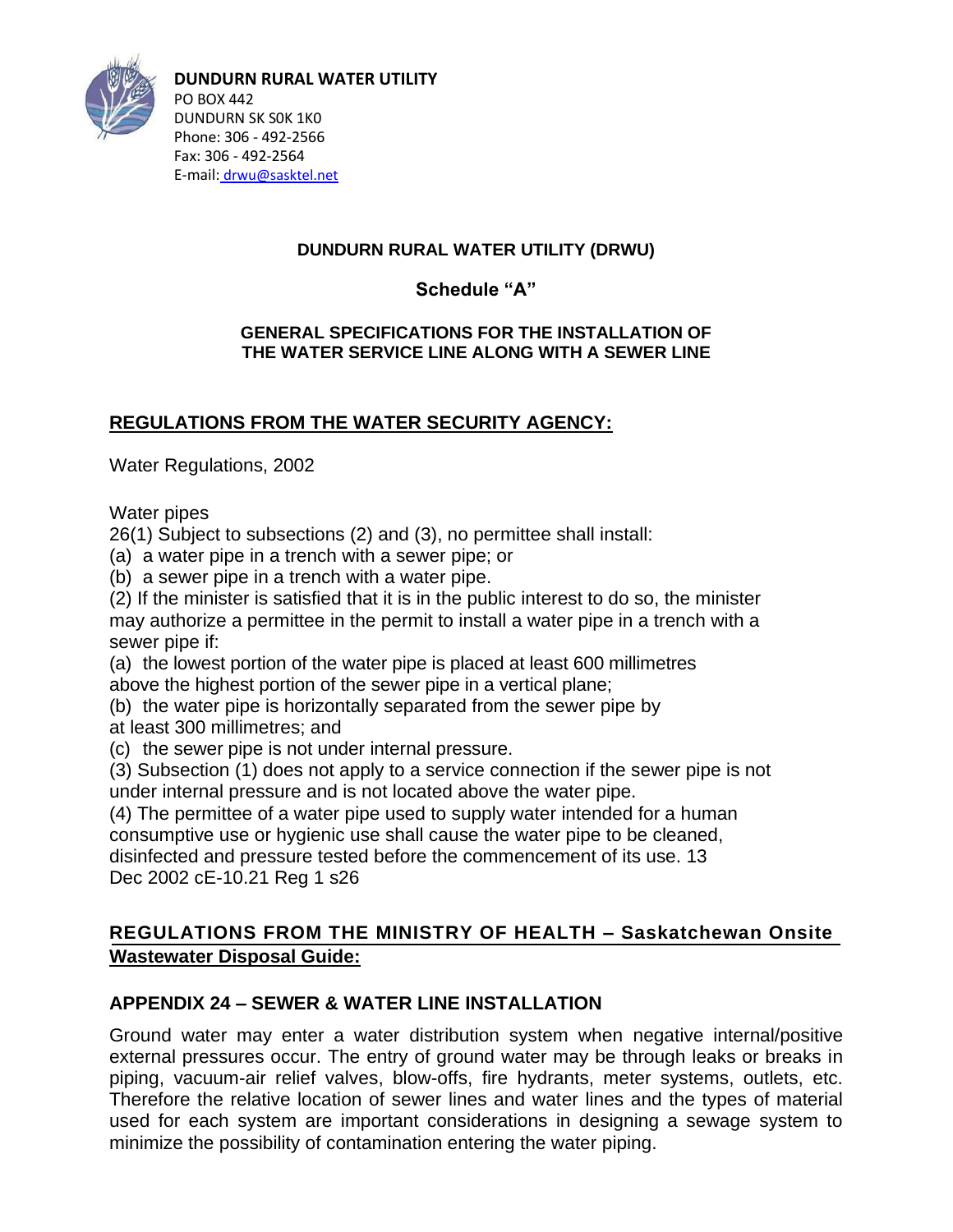**DUNDURN RURAL WATER UTILITY**
PO BOX 442
DUNDURN SK S0K 1K0
Phone: 306 - 492-2566
Fax: 306 - 492-2564
E-mail: drwu@sasktel.net

**DUNDURN RURAL WATER UTILITY (DRWU)**

## Schedule "A"

### GENERAL SPECIFICATIONS FOR THE INSTALLATION OF THE WATER SERVICE LINE ALONG WITH A SEWER LINE

## REGULATIONS FROM THE WATER SECURITY AGENCY:

Water Regulations, 2002

Water pipes
26(1) Subject to subsections (2) and (3), no permittee shall install:
(a) a water pipe in a trench with a sewer pipe; or
(b) a sewer pipe in a trench with a water pipe.
(2) If the minister is satisfied that it is in the public interest to do so, the minister may authorize a permittee in the permit to install a water pipe in a trench with a sewer pipe if:
(a) the lowest portion of the water pipe is placed at least 600 millimetres above the highest portion of the sewer pipe in a vertical plane;
(b) the water pipe is horizontally separated from the sewer pipe by at least 300 millimetres; and
(c) the sewer pipe is not under internal pressure.
(3) Subsection (1) does not apply to a service connection if the sewer pipe is not under internal pressure and is not located above the water pipe.
(4) The permittee of a water pipe used to supply water intended for a human consumptive use or hygienic use shall cause the water pipe to be cleaned, disinfected and pressure tested before the commencement of its use. 13 Dec 2002 cE-10.21 Reg 1 s26

## REGULATIONS FROM THE MINISTRY OF HEALTH – Saskatchewan Onsite Wastewater Disposal Guide:

### APPENDIX 24 – SEWER & WATER LINE INSTALLATION

Ground water may enter a water distribution system when negative internal/positive external pressures occur. The entry of ground water may be through leaks or breaks in piping, vacuum-air relief valves, blow-offs, fire hydrants, meter systems, outlets, etc. Therefore the relative location of sewer lines and water lines and the types of material used for each system are important considerations in designing a sewage system to minimize the possibility of contamination entering the water piping.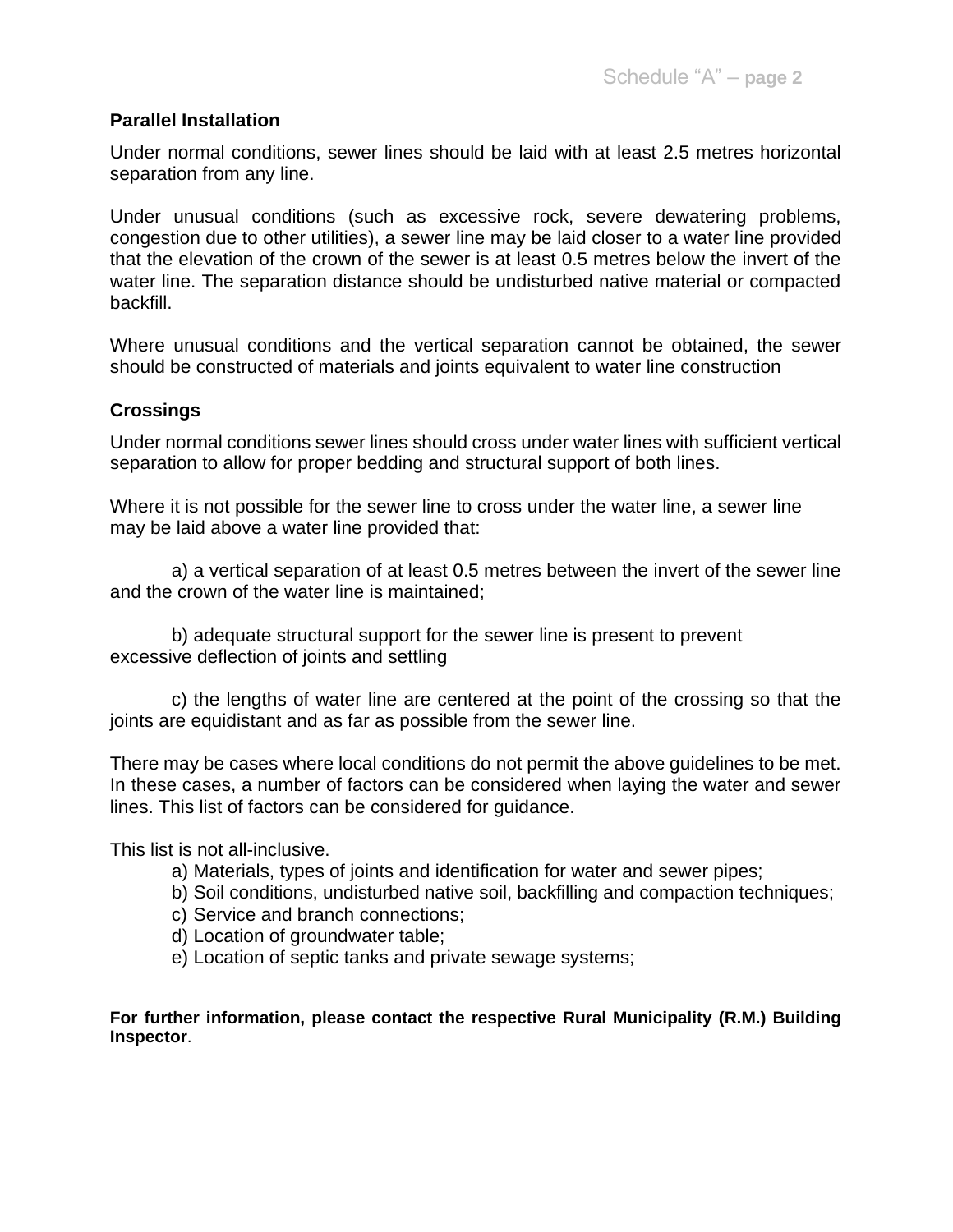### Parallel Installation

Under normal conditions, sewer lines should be laid with at least 2.5 metres horizontal separation from any line.

Under unusual conditions (such as excessive rock, severe dewatering problems, congestion due to other utilities), a sewer line may be laid closer to a water line provided that the elevation of the crown of the sewer is at least 0.5 metres below the invert of the water line. The separation distance should be undisturbed native material or compacted backfill.

Where unusual conditions and the vertical separation cannot be obtained, the sewer should be constructed of materials and joints equivalent to water line construction

### Crossings

Under normal conditions sewer lines should cross under water lines with sufficient vertical separation to allow for proper bedding and structural support of both lines.

Where it is not possible for the sewer line to cross under the water line, a sewer line may be laid above a water line provided that:

a) a vertical separation of at least 0.5 metres between the invert of the sewer line and the crown of the water line is maintained;

b) adequate structural support for the sewer line is present to prevent excessive deflection of joints and settling

c) the lengths of water line are centered at the point of the crossing so that the joints are equidistant and as far as possible from the sewer line.

There may be cases where local conditions do not permit the above guidelines to be met. In these cases, a number of factors can be considered when laying the water and sewer lines. This list of factors can be considered for guidance.

This list is not all-inclusive.

a) Materials, types of joints and identification for water and sewer pipes;
b) Soil conditions, undisturbed native soil, backfilling and compaction techniques;
c) Service and branch connections;
d) Location of groundwater table;
e) Location of septic tanks and private sewage systems;

**For further information, please contact the respective Rural Municipality (R.M.) Building Inspector**.